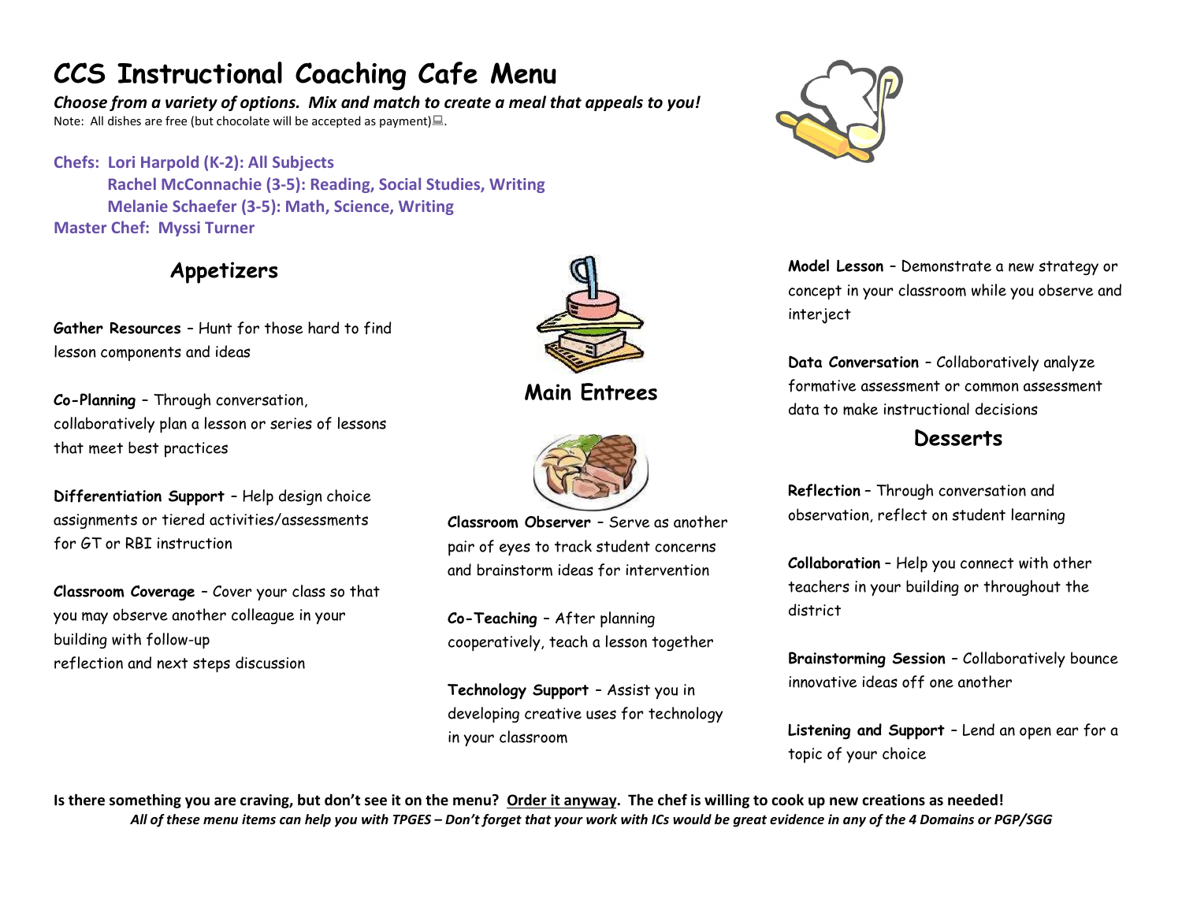# CCS Instructional Coaching Cafe Menu

***Choose from a variety of options. Mix and match to create a meal that appeals to you!***

Note: All dishes are free (but chocolate will be accepted as payment).

**Chefs: Lori Harpold (K-2): All Subjects**
**Rachel McConnachie (3-5): Reading, Social Studies, Writing**
**Melanie Schaefer (3-5): Math, Science, Writing**
**Master Chef: Myssi Turner**

## Appetizers

**Gather Resources** – Hunt for those hard to find lesson components and ideas

**Co-Planning** – Through conversation, collaboratively plan a lesson or series of lessons that meet best practices

**Differentiation Support** – Help design choice assignments or tiered activities/assessments for GT or RBI instruction

**Classroom Coverage** – Cover your class so that you may observe another colleague in your building with follow-up reflection and next steps discussion

## Main Entrees

**Classroom Observer** – Serve as another pair of eyes to track student concerns and brainstorm ideas for intervention

**Co-Teaching** – After planning cooperatively, teach a lesson together

**Technology Support** – Assist you in developing creative uses for technology in your classroom

**Model Lesson** – Demonstrate a new strategy or concept in your classroom while you observe and interject

**Data Conversation** – Collaboratively analyze formative assessment or common assessment data to make instructional decisions

## Desserts

**Reflection** – Through conversation and observation, reflect on student learning

**Collaboration** – Help you connect with other teachers in your building or throughout the district

**Brainstorming Session** – Collaboratively bounce innovative ideas off one another

**Listening and Support** – Lend an open ear for a topic of your choice

**Is there something you are craving, but don't see it on the menu? Order it anyway. The chef is willing to cook up new creations as needed!**

***All of these menu items can help you with TPGES – Don't forget that your work with ICs would be great evidence in any of the 4 Domains or PGP/SGG***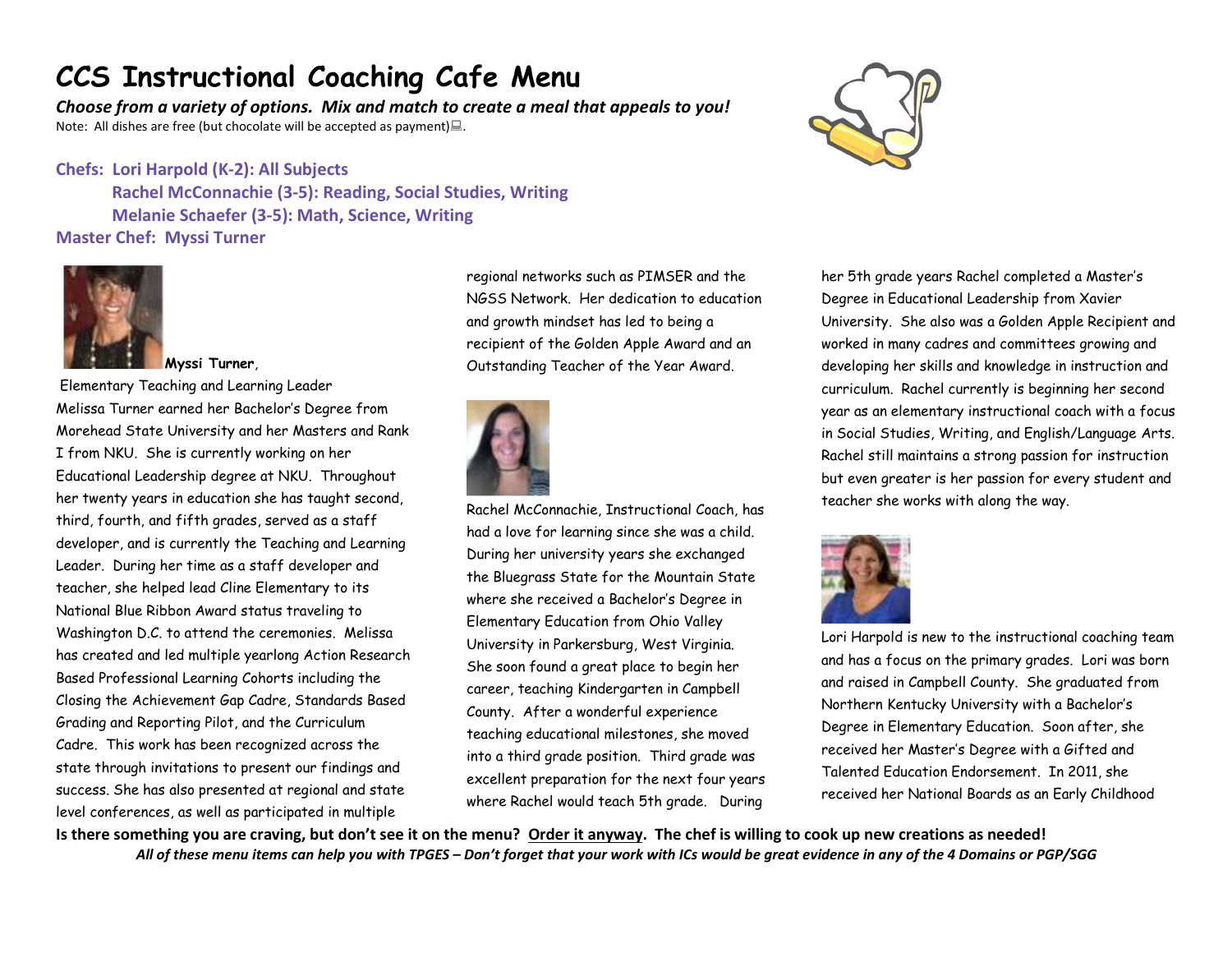# CCS Instructional Coaching Cafe Menu

***Choose from a variety of options. Mix and match to create a meal that appeals to you!***

Note: All dishes are free (but chocolate will be accepted as payment).

**Chefs: Lori Harpold (K-2): All Subjects**
**Rachel McConnachie (3-5): Reading, Social Studies, Writing**
**Melanie Schaefer (3-5): Math, Science, Writing**
**Master Chef: Myssi Turner**

**Myssi Turner**,
Elementary Teaching and Learning Leader

Melissa Turner earned her Bachelor's Degree from Morehead State University and her Masters and Rank I from NKU. She is currently working on her Educational Leadership degree at NKU. Throughout her twenty years in education she has taught second, third, fourth, and fifth grades, served as a staff developer, and is currently the Teaching and Learning Leader. During her time as a staff developer and teacher, she helped lead Cline Elementary to its National Blue Ribbon Award status traveling to Washington D.C. to attend the ceremonies. Melissa has created and led multiple yearlong Action Research Based Professional Learning Cohorts including the Closing the Achievement Gap Cadre, Standards Based Grading and Reporting Pilot, and the Curriculum Cadre. This work has been recognized across the state through invitations to present our findings and success. She has also presented at regional and state level conferences, as well as participated in multiple regional networks such as PIMSER and the NGSS Network. Her dedication to education and growth mindset has led to being a recipient of the Golden Apple Award and an Outstanding Teacher of the Year Award.

Rachel McConnachie, Instructional Coach, has had a love for learning since she was a child. During her university years she exchanged the Bluegrass State for the Mountain State where she received a Bachelor's Degree in Elementary Education from Ohio Valley University in Parkersburg, West Virginia. She soon found a great place to begin her career, teaching Kindergarten in Campbell County. After a wonderful experience teaching educational milestones, she moved into a third grade position. Third grade was excellent preparation for the next four years where Rachel would teach 5th grade. During her 5th grade years Rachel completed a Master's Degree in Educational Leadership from Xavier University. She also was a Golden Apple Recipient and worked in many cadres and committees growing and developing her skills and knowledge in instruction and curriculum. Rachel currently is beginning her second year as an elementary instructional coach with a focus in Social Studies, Writing, and English/Language Arts. Rachel still maintains a strong passion for instruction but even greater is her passion for every student and teacher she works with along the way.

Lori Harpold is new to the instructional coaching team and has a focus on the primary grades. Lori was born and raised in Campbell County. She graduated from Northern Kentucky University with a Bachelor's Degree in Elementary Education. Soon after, she received her Master's Degree with a Gifted and Talented Education Endorsement. In 2011, she received her National Boards as an Early Childhood

**Is there something you are craving, but don't see it on the menu? Order it anyway. The chef is willing to cook up new creations as needed!**

***All of these menu items can help you with TPGES – Don't forget that your work with ICs would be great evidence in any of the 4 Domains or PGP/SGG***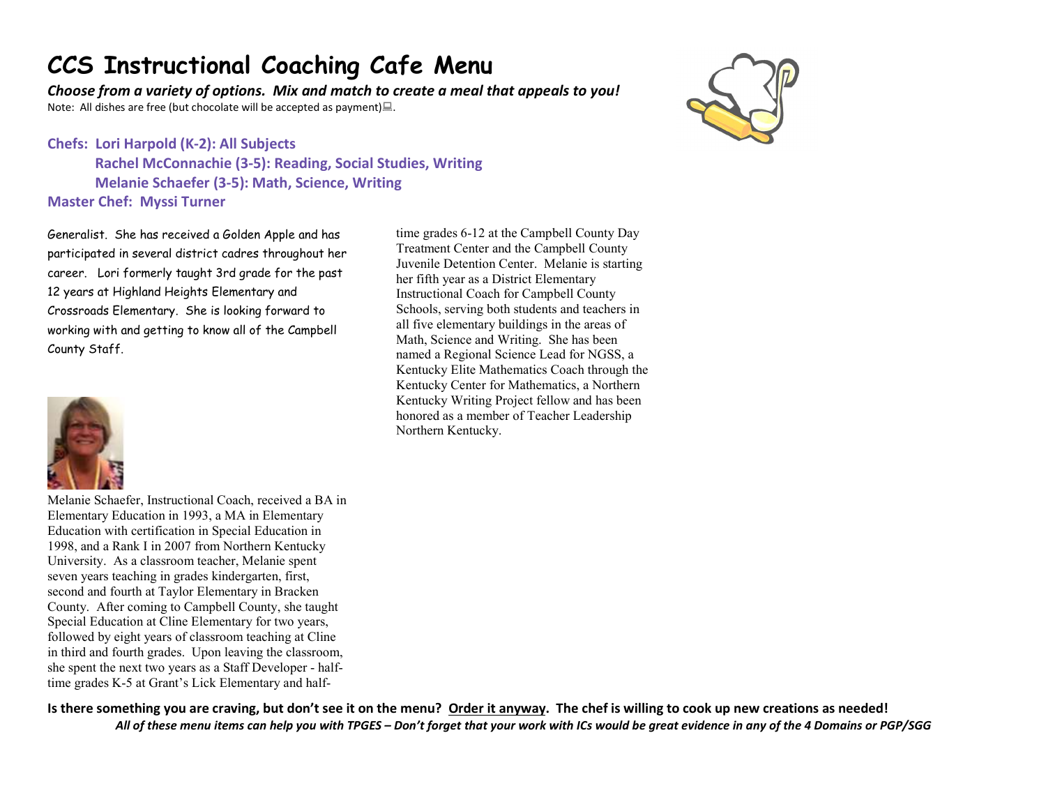# CCS Instructional Coaching Cafe Menu

***Choose from a variety of options. Mix and match to create a meal that appeals to you!***

Note: All dishes are free (but chocolate will be accepted as payment).

**Chefs: Lori Harpold (K-2): All Subjects**
**Rachel McConnachie (3-5): Reading, Social Studies, Writing**
**Melanie Schaefer (3-5): Math, Science, Writing**
**Master Chef: Myssi Turner**

Generalist. She has received a Golden Apple and has participated in several district cadres throughout her career. Lori formerly taught 3rd grade for the past 12 years at Highland Heights Elementary and Crossroads Elementary. She is looking forward to working with and getting to know all of the Campbell County Staff.

Melanie Schaefer, Instructional Coach, received a BA in Elementary Education in 1993, a MA in Elementary Education with certification in Special Education in 1998, and a Rank I in 2007 from Northern Kentucky University. As a classroom teacher, Melanie spent seven years teaching in grades kindergarten, first, second and fourth at Taylor Elementary in Bracken County. After coming to Campbell County, she taught Special Education at Cline Elementary for two years, followed by eight years of classroom teaching at Cline in third and fourth grades. Upon leaving the classroom, she spent the next two years as a Staff Developer - half-time grades K-5 at Grant's Lick Elementary and half-time grades 6-12 at the Campbell County Day Treatment Center and the Campbell County Juvenile Detention Center. Melanie is starting her fifth year as a District Elementary Instructional Coach for Campbell County Schools, serving both students and teachers in all five elementary buildings in the areas of Math, Science and Writing. She has been named a Regional Science Lead for NGSS, a Kentucky Elite Mathematics Coach through the Kentucky Center for Mathematics, a Northern Kentucky Writing Project fellow and has been honored as a member of Teacher Leadership Northern Kentucky.

**Is there something you are craving, but don't see it on the menu? Order it anyway. The chef is willing to cook up new creations as needed!**

***All of these menu items can help you with TPGES – Don't forget that your work with ICs would be great evidence in any of the 4 Domains or PGP/SGG***